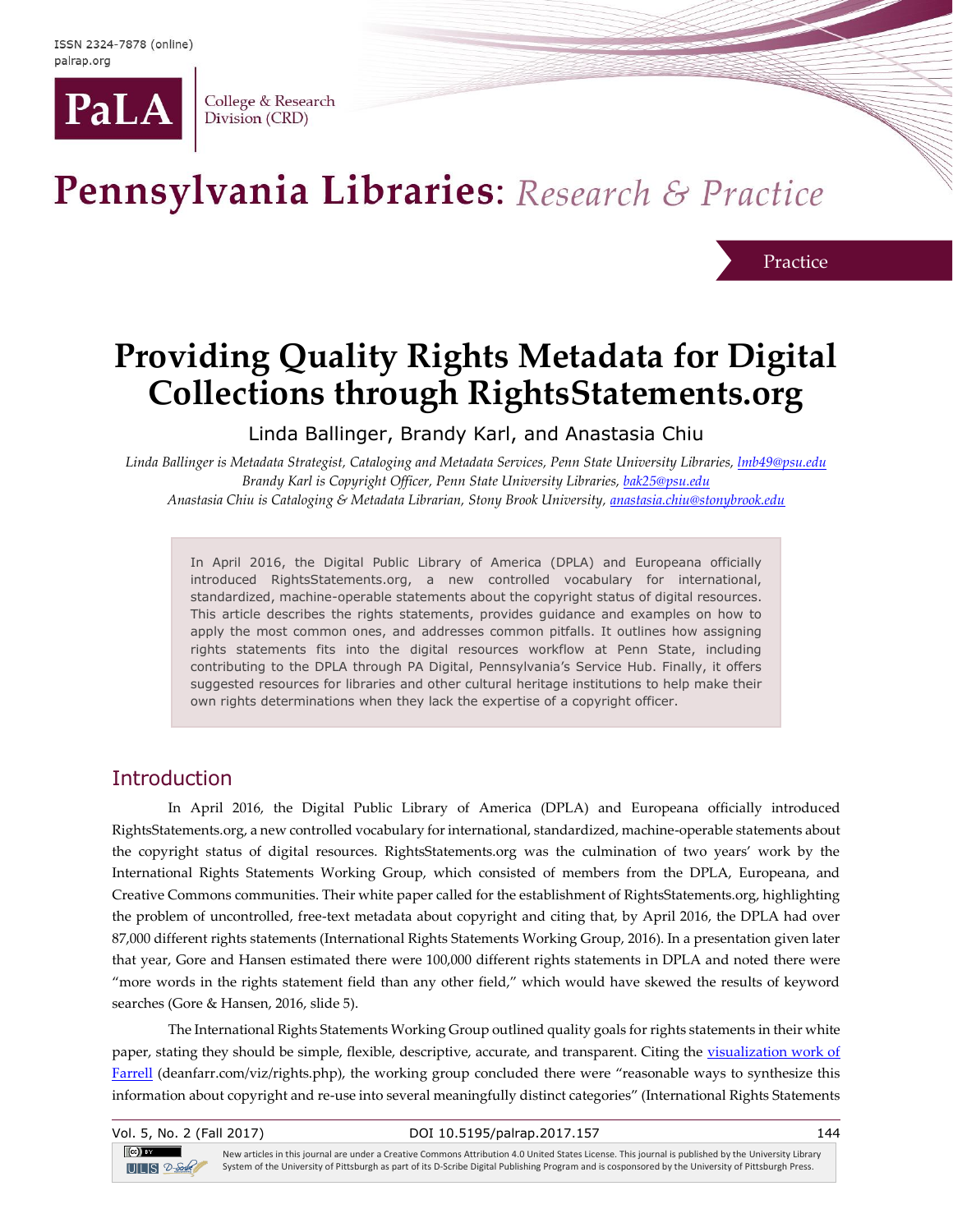Practice

# Providing Quality Rights Metadata for Digital Collections through RightsStatements.org

Linda Ballinger, Brandy Karl, and Anastasia Chiu

*Linda Ballinger is Metadata Strategist, Cataloging and Metadata Services, Penn State University Libraries, lmb49@psu.edu*
*Brandy Karl is Copyright Officer, Penn State University Libraries, bak25@psu.edu*
*Anastasia Chiu is Cataloging & Metadata Librarian, Stony Brook University, anastasia.chiu@stonybrook.edu*

> In April 2016, the Digital Public Library of America (DPLA) and Europeana officially introduced RightsStatements.org, a new controlled vocabulary for international, standardized, machine-operable statements about the copyright status of digital resources. This article describes the rights statements, provides guidance and examples on how to apply the most common ones, and addresses common pitfalls. It outlines how assigning rights statements fits into the digital resources workflow at Penn State, including contributing to the DPLA through PA Digital, Pennsylvania's Service Hub. Finally, it offers suggested resources for libraries and other cultural heritage institutions to help make their own rights determinations when they lack the expertise of a copyright officer.

## Introduction

In April 2016, the Digital Public Library of America (DPLA) and Europeana officially introduced RightsStatements.org, a new controlled vocabulary for international, standardized, machine-operable statements about the copyright status of digital resources. RightsStatements.org was the culmination of two years' work by the International Rights Statements Working Group, which consisted of members from the DPLA, Europeana, and Creative Commons communities. Their white paper called for the establishment of RightsStatements.org, highlighting the problem of uncontrolled, free-text metadata about copyright and citing that, by April 2016, the DPLA had over 87,000 different rights statements (International Rights Statements Working Group, 2016). In a presentation given later that year, Gore and Hansen estimated there were 100,000 different rights statements in DPLA and noted there were "more words in the rights statement field than any other field," which would have skewed the results of keyword searches (Gore & Hansen, 2016, slide 5).

The International Rights Statements Working Group outlined quality goals for rights statements in their white paper, stating they should be simple, flexible, descriptive, accurate, and transparent. Citing the visualization work of Farrell (deanfarr.com/viz/rights.php), the working group concluded there were "reasonable ways to synthesize this information about copyright and re-use into several meaningfully distinct categories" (International Rights Statements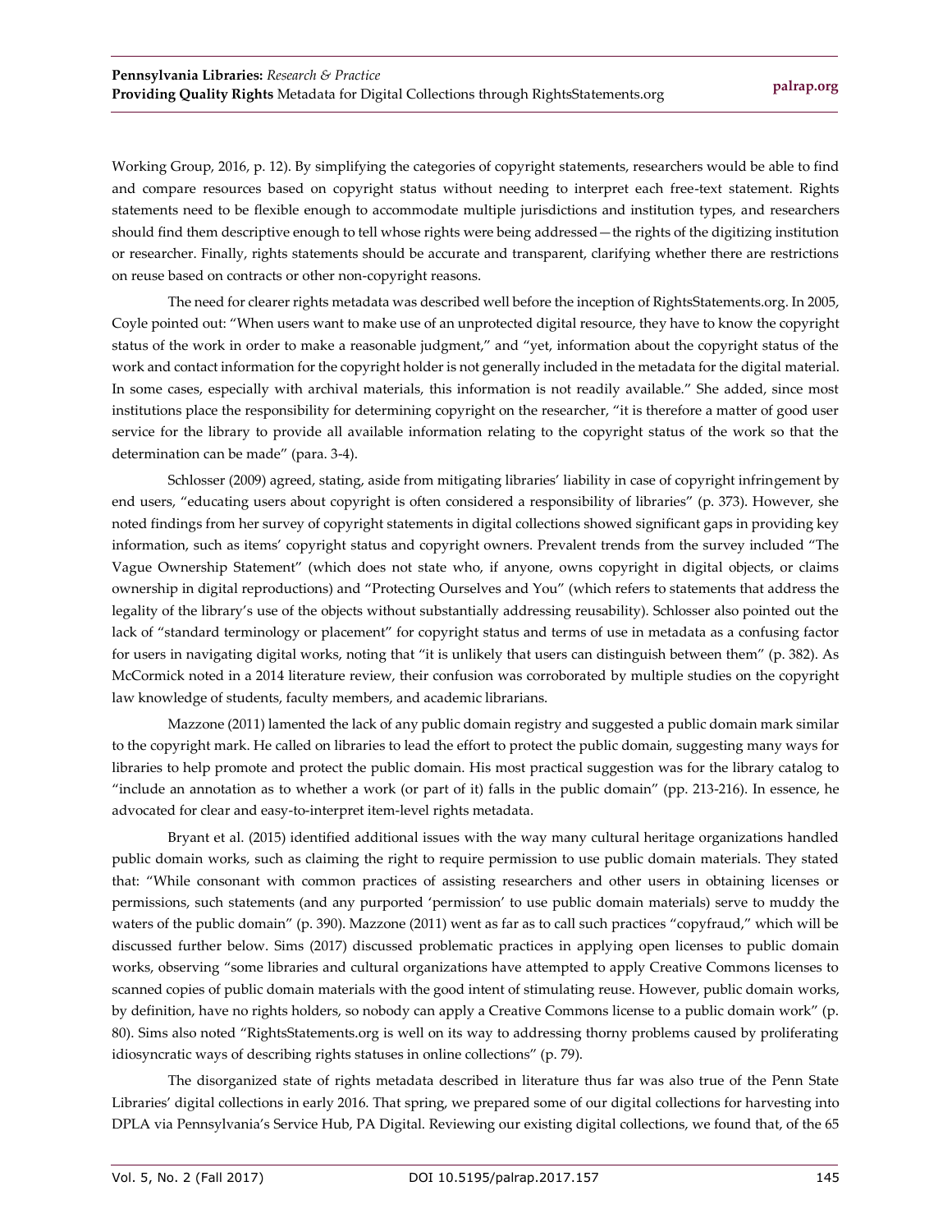Working Group, 2016, p. 12). By simplifying the categories of copyright statements, researchers would be able to find and compare resources based on copyright status without needing to interpret each free-text statement. Rights statements need to be flexible enough to accommodate multiple jurisdictions and institution types, and researchers should find them descriptive enough to tell whose rights were being addressed—the rights of the digitizing institution or researcher. Finally, rights statements should be accurate and transparent, clarifying whether there are restrictions on reuse based on contracts or other non-copyright reasons.

The need for clearer rights metadata was described well before the inception of RightsStatements.org. In 2005, Coyle pointed out: "When users want to make use of an unprotected digital resource, they have to know the copyright status of the work in order to make a reasonable judgment," and "yet, information about the copyright status of the work and contact information for the copyright holder is not generally included in the metadata for the digital material. In some cases, especially with archival materials, this information is not readily available." She added, since most institutions place the responsibility for determining copyright on the researcher, "it is therefore a matter of good user service for the library to provide all available information relating to the copyright status of the work so that the determination can be made" (para. 3-4).

Schlosser (2009) agreed, stating, aside from mitigating libraries' liability in case of copyright infringement by end users, "educating users about copyright is often considered a responsibility of libraries" (p. 373). However, she noted findings from her survey of copyright statements in digital collections showed significant gaps in providing key information, such as items' copyright status and copyright owners. Prevalent trends from the survey included "The Vague Ownership Statement" (which does not state who, if anyone, owns copyright in digital objects, or claims ownership in digital reproductions) and "Protecting Ourselves and You" (which refers to statements that address the legality of the library's use of the objects without substantially addressing reusability). Schlosser also pointed out the lack of "standard terminology or placement" for copyright status and terms of use in metadata as a confusing factor for users in navigating digital works, noting that "it is unlikely that users can distinguish between them" (p. 382). As McCormick noted in a 2014 literature review, their confusion was corroborated by multiple studies on the copyright law knowledge of students, faculty members, and academic librarians.

Mazzone (2011) lamented the lack of any public domain registry and suggested a public domain mark similar to the copyright mark. He called on libraries to lead the effort to protect the public domain, suggesting many ways for libraries to help promote and protect the public domain. His most practical suggestion was for the library catalog to "include an annotation as to whether a work (or part of it) falls in the public domain" (pp. 213-216). In essence, he advocated for clear and easy-to-interpret item-level rights metadata.

Bryant et al. (2015) identified additional issues with the way many cultural heritage organizations handled public domain works, such as claiming the right to require permission to use public domain materials. They stated that: "While consonant with common practices of assisting researchers and other users in obtaining licenses or permissions, such statements (and any purported 'permission' to use public domain materials) serve to muddy the waters of the public domain" (p. 390). Mazzone (2011) went as far as to call such practices "copyfraud," which will be discussed further below. Sims (2017) discussed problematic practices in applying open licenses to public domain works, observing "some libraries and cultural organizations have attempted to apply Creative Commons licenses to scanned copies of public domain materials with the good intent of stimulating reuse. However, public domain works, by definition, have no rights holders, so nobody can apply a Creative Commons license to a public domain work" (p. 80). Sims also noted "RightsStatements.org is well on its way to addressing thorny problems caused by proliferating idiosyncratic ways of describing rights statuses in online collections" (p. 79).

The disorganized state of rights metadata described in literature thus far was also true of the Penn State Libraries' digital collections in early 2016. That spring, we prepared some of our digital collections for harvesting into DPLA via Pennsylvania's Service Hub, PA Digital. Reviewing our existing digital collections, we found that, of the 65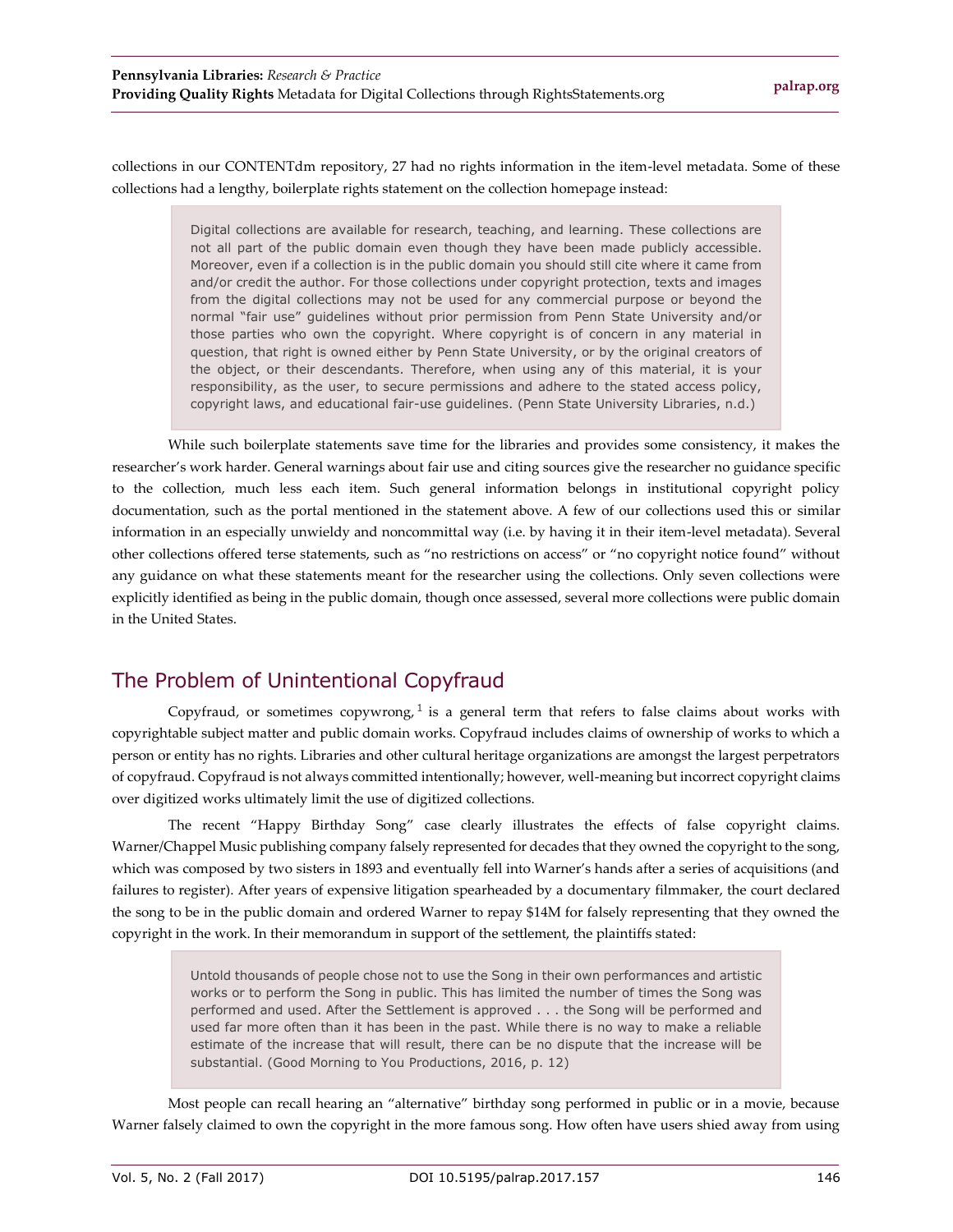collections in our CONTENTdm repository, 27 had no rights information in the item-level metadata. Some of these collections had a lengthy, boilerplate rights statement on the collection homepage instead:

> Digital collections are available for research, teaching, and learning. These collections are not all part of the public domain even though they have been made publicly accessible. Moreover, even if a collection is in the public domain you should still cite where it came from and/or credit the author. For those collections under copyright protection, texts and images from the digital collections may not be used for any commercial purpose or beyond the normal "fair use" guidelines without prior permission from Penn State University and/or those parties who own the copyright. Where copyright is of concern in any material in question, that right is owned either by Penn State University, or by the original creators of the object, or their descendants. Therefore, when using any of this material, it is your responsibility, as the user, to secure permissions and adhere to the stated access policy, copyright laws, and educational fair-use guidelines. (Penn State University Libraries, n.d.)

While such boilerplate statements save time for the libraries and provides some consistency, it makes the researcher's work harder. General warnings about fair use and citing sources give the researcher no guidance specific to the collection, much less each item. Such general information belongs in institutional copyright policy documentation, such as the portal mentioned in the statement above. A few of our collections used this or similar information in an especially unwieldy and noncommittal way (i.e. by having it in their item-level metadata). Several other collections offered terse statements, such as "no restrictions on access" or "no copyright notice found" without any guidance on what these statements meant for the researcher using the collections. Only seven collections were explicitly identified as being in the public domain, though once assessed, several more collections were public domain in the United States.

## The Problem of Unintentional Copyfraud

Copyfraud, or sometimes copywrong,[1] is a general term that refers to false claims about works with copyrightable subject matter and public domain works. Copyfraud includes claims of ownership of works to which a person or entity has no rights. Libraries and other cultural heritage organizations are amongst the largest perpetrators of copyfraud. Copyfraud is not always committed intentionally; however, well-meaning but incorrect copyright claims over digitized works ultimately limit the use of digitized collections.

The recent "Happy Birthday Song" case clearly illustrates the effects of false copyright claims. Warner/Chappel Music publishing company falsely represented for decades that they owned the copyright to the song, which was composed by two sisters in 1893 and eventually fell into Warner's hands after a series of acquisitions (and failures to register). After years of expensive litigation spearheaded by a documentary filmmaker, the court declared the song to be in the public domain and ordered Warner to repay $14M for falsely representing that they owned the copyright in the work. In their memorandum in support of the settlement, the plaintiffs stated:

> Untold thousands of people chose not to use the Song in their own performances and artistic works or to perform the Song in public. This has limited the number of times the Song was performed and used. After the Settlement is approved . . . the Song will be performed and used far more often than it has been in the past. While there is no way to make a reliable estimate of the increase that will result, there can be no dispute that the increase will be substantial. (Good Morning to You Productions, 2016, p. 12)

Most people can recall hearing an "alternative" birthday song performed in public or in a movie, because Warner falsely claimed to own the copyright in the more famous song. How often have users shied away from using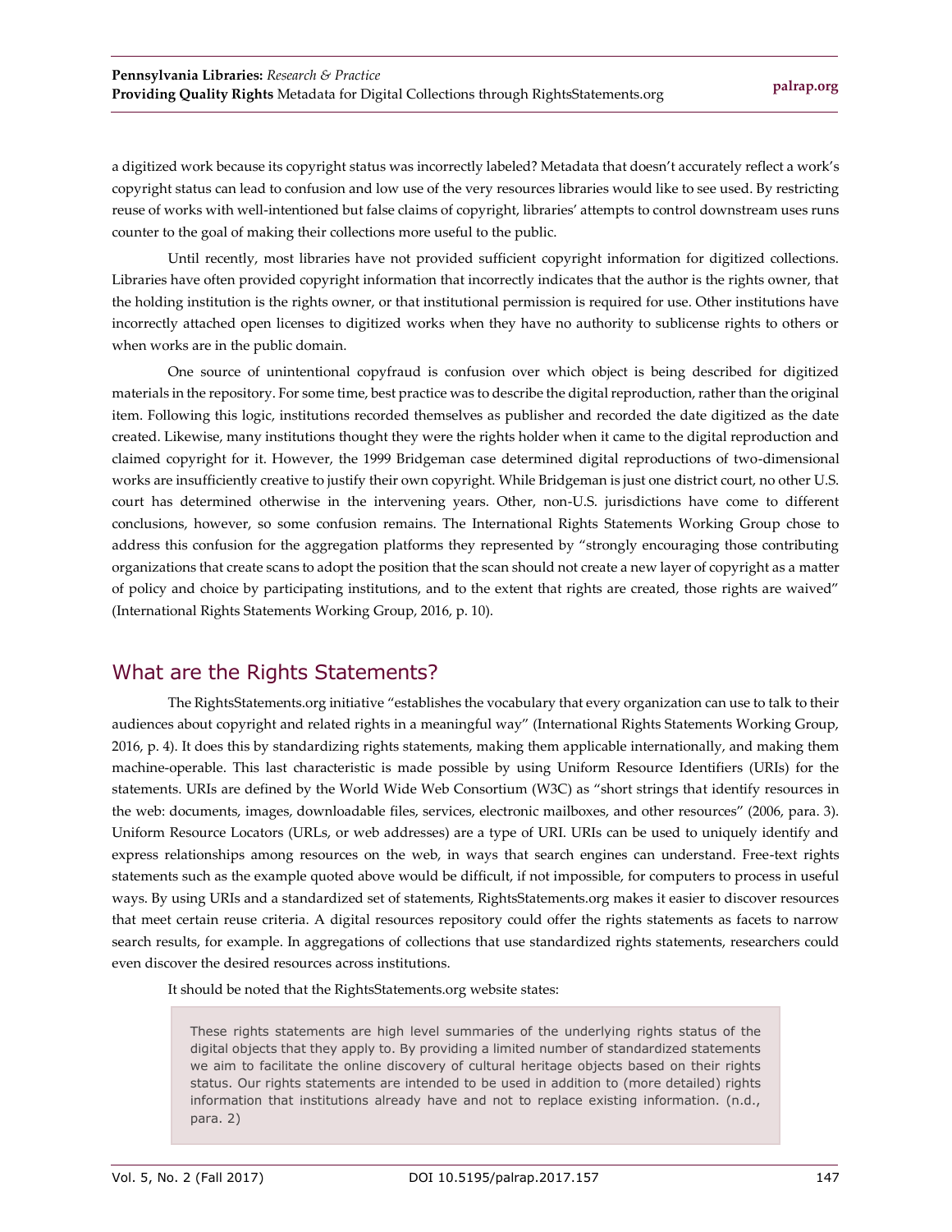a digitized work because its copyright status was incorrectly labeled? Metadata that doesn't accurately reflect a work's copyright status can lead to confusion and low use of the very resources libraries would like to see used. By restricting reuse of works with well-intentioned but false claims of copyright, libraries' attempts to control downstream uses runs counter to the goal of making their collections more useful to the public.

Until recently, most libraries have not provided sufficient copyright information for digitized collections. Libraries have often provided copyright information that incorrectly indicates that the author is the rights owner, that the holding institution is the rights owner, or that institutional permission is required for use. Other institutions have incorrectly attached open licenses to digitized works when they have no authority to sublicense rights to others or when works are in the public domain.

One source of unintentional copyfraud is confusion over which object is being described for digitized materials in the repository. For some time, best practice was to describe the digital reproduction, rather than the original item. Following this logic, institutions recorded themselves as publisher and recorded the date digitized as the date created. Likewise, many institutions thought they were the rights holder when it came to the digital reproduction and claimed copyright for it. However, the 1999 Bridgeman case determined digital reproductions of two-dimensional works are insufficiently creative to justify their own copyright. While Bridgeman is just one district court, no other U.S. court has determined otherwise in the intervening years. Other, non-U.S. jurisdictions have come to different conclusions, however, so some confusion remains. The International Rights Statements Working Group chose to address this confusion for the aggregation platforms they represented by "strongly encouraging those contributing organizations that create scans to adopt the position that the scan should not create a new layer of copyright as a matter of policy and choice by participating institutions, and to the extent that rights are created, those rights are waived" (International Rights Statements Working Group, 2016, p. 10).

## What are the Rights Statements?

The RightsStatements.org initiative "establishes the vocabulary that every organization can use to talk to their audiences about copyright and related rights in a meaningful way" (International Rights Statements Working Group, 2016, p. 4). It does this by standardizing rights statements, making them applicable internationally, and making them machine-operable. This last characteristic is made possible by using Uniform Resource Identifiers (URIs) for the statements. URIs are defined by the World Wide Web Consortium (W3C) as "short strings that identify resources in the web: documents, images, downloadable files, services, electronic mailboxes, and other resources" (2006, para. 3). Uniform Resource Locators (URLs, or web addresses) are a type of URI. URIs can be used to uniquely identify and express relationships among resources on the web, in ways that search engines can understand. Free-text rights statements such as the example quoted above would be difficult, if not impossible, for computers to process in useful ways. By using URIs and a standardized set of statements, RightsStatements.org makes it easier to discover resources that meet certain reuse criteria. A digital resources repository could offer the rights statements as facets to narrow search results, for example. In aggregations of collections that use standardized rights statements, researchers could even discover the desired resources across institutions.

It should be noted that the RightsStatements.org website states:

> These rights statements are high level summaries of the underlying rights status of the digital objects that they apply to. By providing a limited number of standardized statements we aim to facilitate the online discovery of cultural heritage objects based on their rights status. Our rights statements are intended to be used in addition to (more detailed) rights information that institutions already have and not to replace existing information. (n.d., para. 2)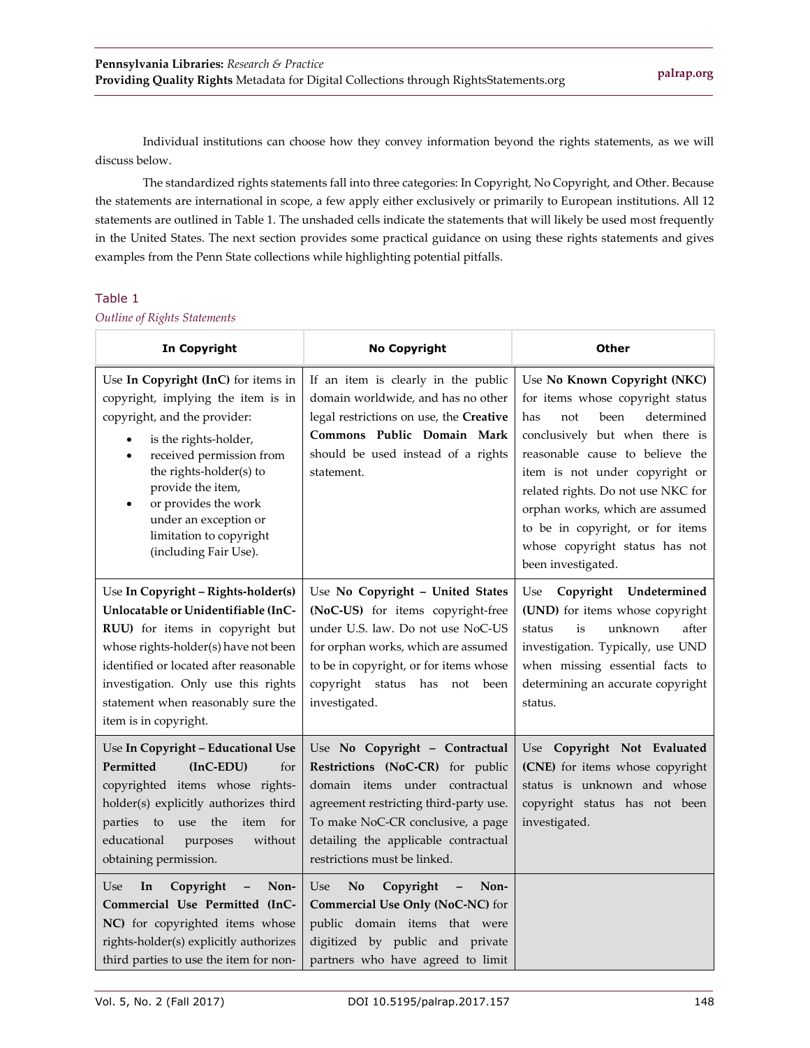Individual institutions can choose how they convey information beyond the rights statements, as we will discuss below.

The standardized rights statements fall into three categories: In Copyright, No Copyright, and Other. Because the statements are international in scope, a few apply either exclusively or primarily to European institutions. All 12 statements are outlined in Table 1. The unshaded cells indicate the statements that will likely be used most frequently in the United States. The next section provides some practical guidance on using these rights statements and gives examples from the Penn State collections while highlighting potential pitfalls.

Table 1

*Outline of Rights Statements*

| In Copyright | No Copyright | Other |
|---|---|---|
| Use **In Copyright (InC)** for items in copyright, implying the item is in copyright, and the provider:<br>• is the rights-holder,<br>• received permission from the rights-holder(s) to provide the item,<br>• or provides the work under an exception or limitation to copyright (including Fair Use). | If an item is clearly in the public domain worldwide, and has no other legal restrictions on use, the **Creative Commons Public Domain Mark** should be used instead of a rights statement. | Use **No Known Copyright (NKC)** for items whose copyright status has not been determined conclusively but when there is reasonable cause to believe the item is not under copyright or related rights. Do not use NKC for orphan works, which are assumed to be in copyright, or for items whose copyright status has not been investigated. |
| Use **In Copyright – Rights-holder(s) Unlocatable or Unidentifiable (InC-RUU)** for items in copyright but whose rights-holder(s) have not been identified or located after reasonable investigation. Only use this rights statement when reasonably sure the item is in copyright. | Use **No Copyright – United States (NoC-US)** for items copyright-free under U.S. law. Do not use NoC-US for orphan works, which are assumed to be in copyright, or for items whose copyright status has not been investigated. | Use **Copyright Undetermined (UND)** for items whose copyright status is unknown after investigation. Typically, use UND when missing essential facts to determining an accurate copyright status. |
| Use **In Copyright – Educational Use Permitted (InC-EDU)** for copyrighted items whose rights-holder(s) explicitly authorizes third parties to use the item for educational purposes without obtaining permission. | Use **No Copyright – Contractual Restrictions (NoC-CR)** for public domain items under contractual agreement restricting third-party use. To make NoC-CR conclusive, a page detailing the applicable contractual restrictions must be linked. | Use **Copyright Not Evaluated (CNE)** for items whose copyright status is unknown and whose copyright status has not been investigated. |
| Use **In Copyright – Non-Commercial Use Permitted (InC-NC)** for copyrighted items whose rights-holder(s) explicitly authorizes third parties to use the item for non- | Use **No Copyright – Non-Commercial Use Only (NoC-NC)** for public domain items that were digitized by public and private partners who have agreed to limit | |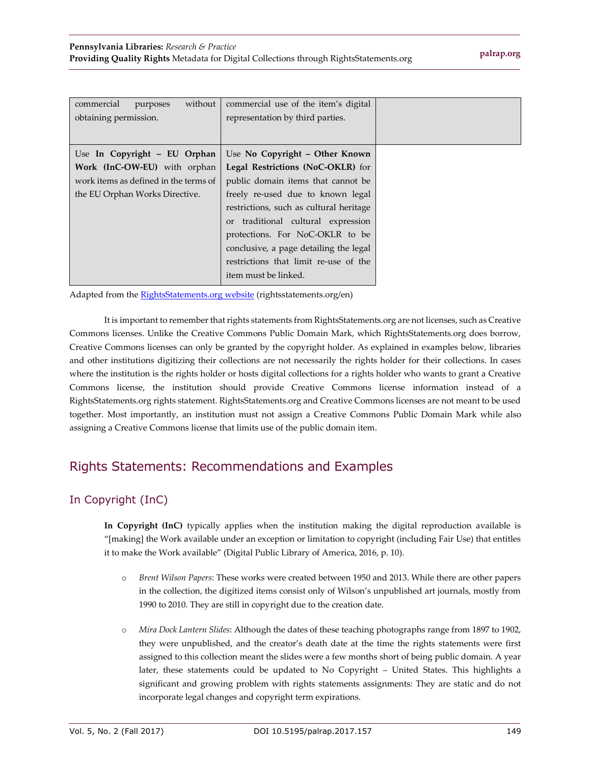| | | |
|---|---|---|
| commercial purposes without obtaining permission. | commercial use of the item's digital representation by third parties. | |
| Use **In Copyright – EU Orphan Work (InC-OW-EU)** with orphan work items as defined in the terms of the EU Orphan Works Directive. | Use **No Copyright – Other Known Legal Restrictions (NoC-OKLR)** for public domain items that cannot be freely re-used due to known legal restrictions, such as cultural heritage or traditional cultural expression protections. For NoC-OKLR to be conclusive, a page detailing the legal restrictions that limit re-use of the item must be linked. | |

Adapted from the RightsStatements.org website (rightsstatements.org/en)

It is important to remember that rights statements from RightsStatements.org are not licenses, such as Creative Commons licenses. Unlike the Creative Commons Public Domain Mark, which RightsStatements.org does borrow, Creative Commons licenses can only be granted by the copyright holder. As explained in examples below, libraries and other institutions digitizing their collections are not necessarily the rights holder for their collections. In cases where the institution is the rights holder or hosts digital collections for a rights holder who wants to grant a Creative Commons license, the institution should provide Creative Commons license information instead of a RightsStatements.org rights statement. RightsStatements.org and Creative Commons licenses are not meant to be used together. Most importantly, an institution must not assign a Creative Commons Public Domain Mark while also assigning a Creative Commons license that limits use of the public domain item.

## Rights Statements: Recommendations and Examples

### In Copyright (InC)

**In Copyright (InC)** typically applies when the institution making the digital reproduction available is "[making] the Work available under an exception or limitation to copyright (including Fair Use) that entitles it to make the Work available" (Digital Public Library of America, 2016, p. 10).

- *Brent Wilson Papers*: These works were created between 1950 and 2013. While there are other papers in the collection, the digitized items consist only of Wilson's unpublished art journals, mostly from 1990 to 2010. They are still in copyright due to the creation date.

- *Mira Dock Lantern Slides*: Although the dates of these teaching photographs range from 1897 to 1902, they were unpublished, and the creator's death date at the time the rights statements were first assigned to this collection meant the slides were a few months short of being public domain. A year later, these statements could be updated to No Copyright – United States. This highlights a significant and growing problem with rights statements assignments: They are static and do not incorporate legal changes and copyright term expirations.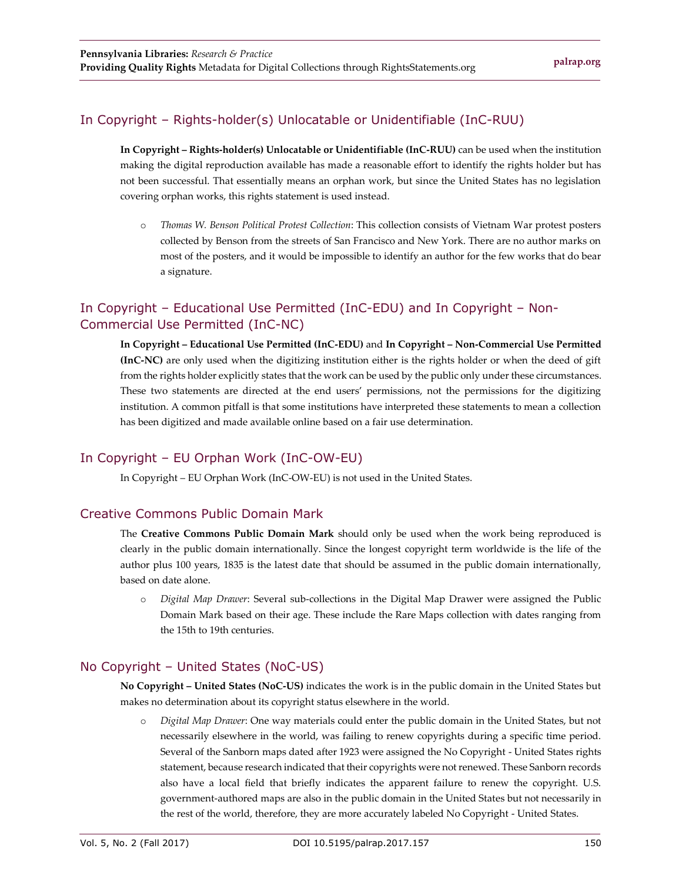## In Copyright – Rights-holder(s) Unlocatable or Unidentifiable (InC-RUU)

**In Copyright – Rights-holder(s) Unlocatable or Unidentifiable (InC-RUU)** can be used when the institution making the digital reproduction available has made a reasonable effort to identify the rights holder but has not been successful. That essentially means an orphan work, but since the United States has no legislation covering orphan works, this rights statement is used instead.

- *Thomas W. Benson Political Protest Collection*: This collection consists of Vietnam War protest posters collected by Benson from the streets of San Francisco and New York. There are no author marks on most of the posters, and it would be impossible to identify an author for the few works that do bear a signature.

## In Copyright – Educational Use Permitted (InC-EDU) and In Copyright – Non-Commercial Use Permitted (InC-NC)

**In Copyright – Educational Use Permitted (InC-EDU)** and **In Copyright – Non-Commercial Use Permitted (InC-NC)** are only used when the digitizing institution either is the rights holder or when the deed of gift from the rights holder explicitly states that the work can be used by the public only under these circumstances. These two statements are directed at the end users' permissions, not the permissions for the digitizing institution. A common pitfall is that some institutions have interpreted these statements to mean a collection has been digitized and made available online based on a fair use determination.

## In Copyright – EU Orphan Work (InC-OW-EU)

In Copyright – EU Orphan Work (InC-OW-EU) is not used in the United States.

## Creative Commons Public Domain Mark

The **Creative Commons Public Domain Mark** should only be used when the work being reproduced is clearly in the public domain internationally. Since the longest copyright term worldwide is the life of the author plus 100 years, 1835 is the latest date that should be assumed in the public domain internationally, based on date alone.

- *Digital Map Drawer*: Several sub-collections in the Digital Map Drawer were assigned the Public Domain Mark based on their age. These include the Rare Maps collection with dates ranging from the 15th to 19th centuries.

## No Copyright – United States (NoC-US)

**No Copyright – United States (NoC-US)** indicates the work is in the public domain in the United States but makes no determination about its copyright status elsewhere in the world.

- *Digital Map Drawer*: One way materials could enter the public domain in the United States, but not necessarily elsewhere in the world, was failing to renew copyrights during a specific time period. Several of the Sanborn maps dated after 1923 were assigned the No Copyright - United States rights statement, because research indicated that their copyrights were not renewed. These Sanborn records also have a local field that briefly indicates the apparent failure to renew the copyright. U.S. government-authored maps are also in the public domain in the United States but not necessarily in the rest of the world, therefore, they are more accurately labeled No Copyright - United States.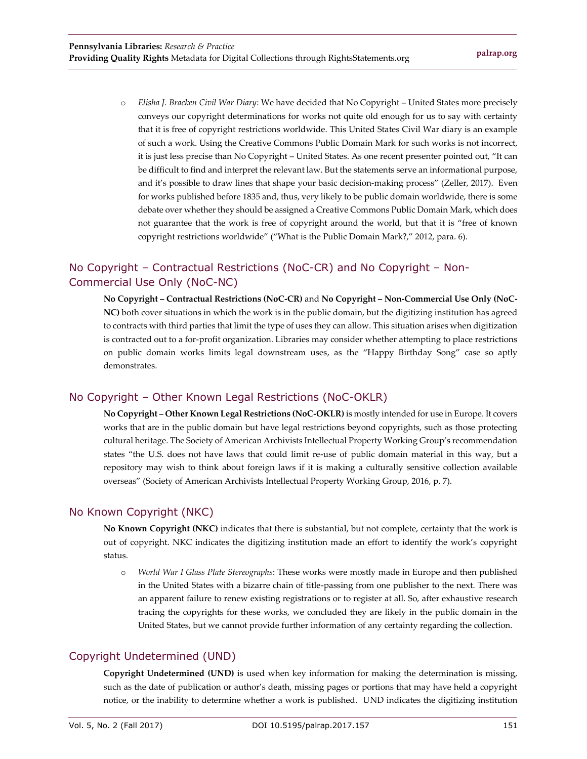- *Elisha J. Bracken Civil War Diary*: We have decided that No Copyright – United States more precisely conveys our copyright determinations for works not quite old enough for us to say with certainty that it is free of copyright restrictions worldwide. This United States Civil War diary is an example of such a work. Using the Creative Commons Public Domain Mark for such works is not incorrect, it is just less precise than No Copyright – United States. As one recent presenter pointed out, "It can be difficult to find and interpret the relevant law. But the statements serve an informational purpose, and it's possible to draw lines that shape your basic decision-making process" (Zeller, 2017). Even for works published before 1835 and, thus, very likely to be public domain worldwide, there is some debate over whether they should be assigned a Creative Commons Public Domain Mark, which does not guarantee that the work is free of copyright around the world, but that it is "free of known copyright restrictions worldwide" ("What is the Public Domain Mark?," 2012, para. 6).

## No Copyright – Contractual Restrictions (NoC-CR) and No Copyright – Non-Commercial Use Only (NoC-NC)

**No Copyright – Contractual Restrictions (NoC-CR)** and **No Copyright – Non-Commercial Use Only (NoC-NC)** both cover situations in which the work is in the public domain, but the digitizing institution has agreed to contracts with third parties that limit the type of uses they can allow. This situation arises when digitization is contracted out to a for-profit organization. Libraries may consider whether attempting to place restrictions on public domain works limits legal downstream uses, as the "Happy Birthday Song" case so aptly demonstrates.

## No Copyright – Other Known Legal Restrictions (NoC-OKLR)

**No Copyright – Other Known Legal Restrictions (NoC-OKLR)** is mostly intended for use in Europe. It covers works that are in the public domain but have legal restrictions beyond copyrights, such as those protecting cultural heritage. The Society of American Archivists Intellectual Property Working Group's recommendation states "the U.S. does not have laws that could limit re-use of public domain material in this way, but a repository may wish to think about foreign laws if it is making a culturally sensitive collection available overseas" (Society of American Archivists Intellectual Property Working Group, 2016, p. 7).

## No Known Copyright (NKC)

**No Known Copyright (NKC)** indicates that there is substantial, but not complete, certainty that the work is out of copyright. NKC indicates the digitizing institution made an effort to identify the work's copyright status.

- *World War I Glass Plate Stereographs*: These works were mostly made in Europe and then published in the United States with a bizarre chain of title-passing from one publisher to the next. There was an apparent failure to renew existing registrations or to register at all. So, after exhaustive research tracing the copyrights for these works, we concluded they are likely in the public domain in the United States, but we cannot provide further information of any certainty regarding the collection.

## Copyright Undetermined (UND)

**Copyright Undetermined (UND)** is used when key information for making the determination is missing, such as the date of publication or author's death, missing pages or portions that may have held a copyright notice, or the inability to determine whether a work is published. UND indicates the digitizing institution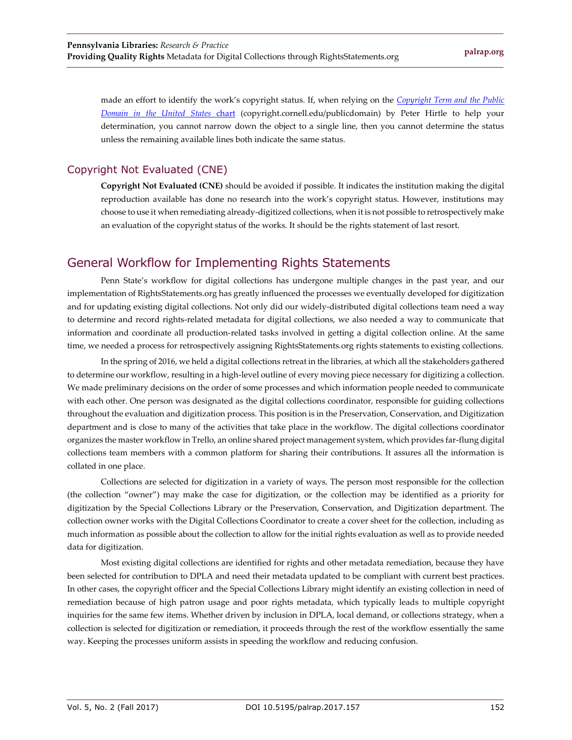made an effort to identify the work's copyright status. If, when relying on the [*Copyright Term and the Public Domain in the United States* chart](copyright.cornell.edu/publicdomain) (copyright.cornell.edu/publicdomain) by Peter Hirtle to help your determination, you cannot narrow down the object to a single line, then you cannot determine the status unless the remaining available lines both indicate the same status.

### Copyright Not Evaluated (CNE)

**Copyright Not Evaluated (CNE)** should be avoided if possible. It indicates the institution making the digital reproduction available has done no research into the work's copyright status. However, institutions may choose to use it when remediating already-digitized collections, when it is not possible to retrospectively make an evaluation of the copyright status of the works. It should be the rights statement of last resort.

## General Workflow for Implementing Rights Statements

Penn State's workflow for digital collections has undergone multiple changes in the past year, and our implementation of RightsStatements.org has greatly influenced the processes we eventually developed for digitization and for updating existing digital collections. Not only did our widely-distributed digital collections team need a way to determine and record rights-related metadata for digital collections, we also needed a way to communicate that information and coordinate all production-related tasks involved in getting a digital collection online. At the same time, we needed a process for retrospectively assigning RightsStatements.org rights statements to existing collections.

In the spring of 2016, we held a digital collections retreat in the libraries, at which all the stakeholders gathered to determine our workflow, resulting in a high-level outline of every moving piece necessary for digitizing a collection. We made preliminary decisions on the order of some processes and which information people needed to communicate with each other. One person was designated as the digital collections coordinator, responsible for guiding collections throughout the evaluation and digitization process. This position is in the Preservation, Conservation, and Digitization department and is close to many of the activities that take place in the workflow. The digital collections coordinator organizes the master workflow in Trello, an online shared project management system, which provides far-flung digital collections team members with a common platform for sharing their contributions. It assures all the information is collated in one place.

Collections are selected for digitization in a variety of ways. The person most responsible for the collection (the collection "owner") may make the case for digitization, or the collection may be identified as a priority for digitization by the Special Collections Library or the Preservation, Conservation, and Digitization department. The collection owner works with the Digital Collections Coordinator to create a cover sheet for the collection, including as much information as possible about the collection to allow for the initial rights evaluation as well as to provide needed data for digitization.

Most existing digital collections are identified for rights and other metadata remediation, because they have been selected for contribution to DPLA and need their metadata updated to be compliant with current best practices. In other cases, the copyright officer and the Special Collections Library might identify an existing collection in need of remediation because of high patron usage and poor rights metadata, which typically leads to multiple copyright inquiries for the same few items. Whether driven by inclusion in DPLA, local demand, or collections strategy, when a collection is selected for digitization or remediation, it proceeds through the rest of the workflow essentially the same way. Keeping the processes uniform assists in speeding the workflow and reducing confusion.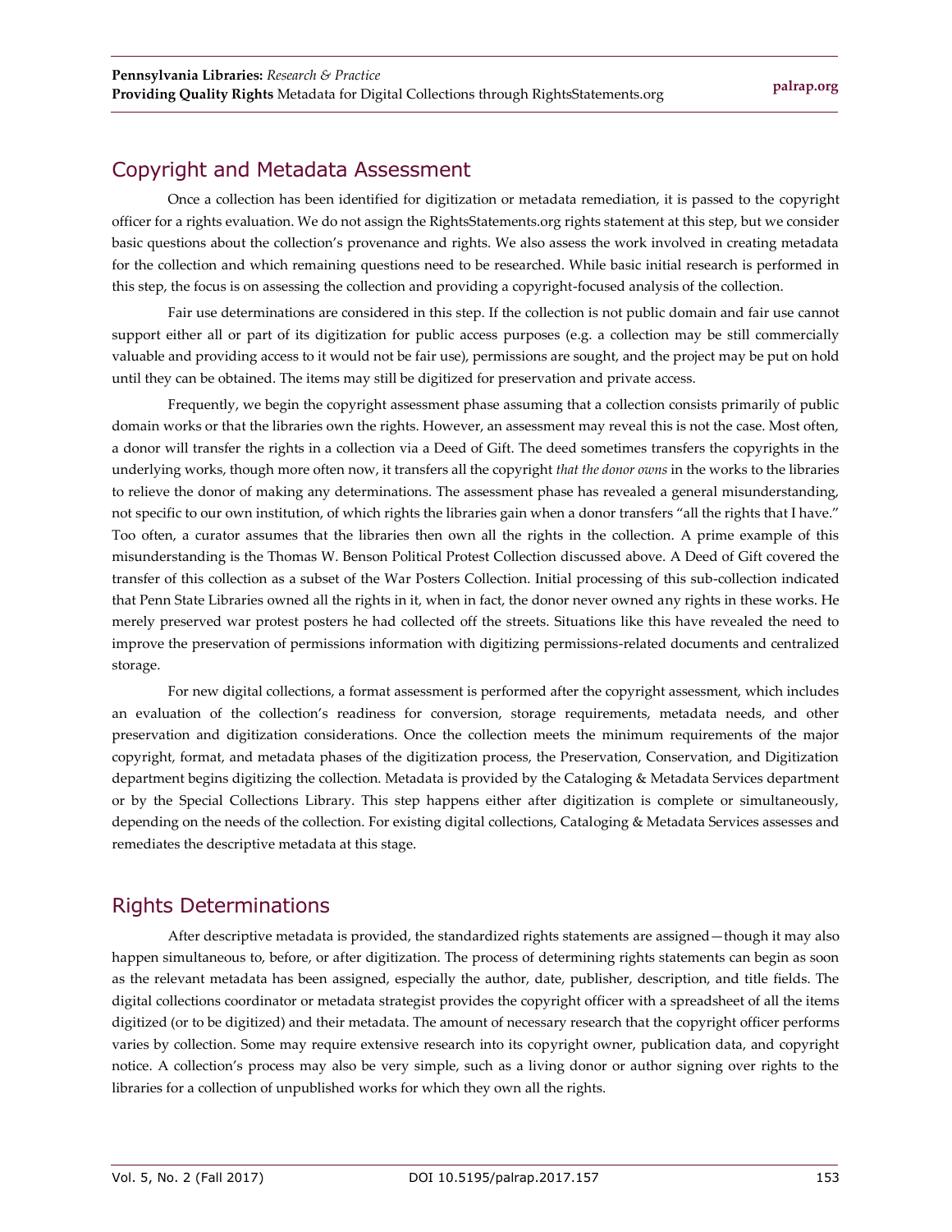## Copyright and Metadata Assessment

Once a collection has been identified for digitization or metadata remediation, it is passed to the copyright officer for a rights evaluation. We do not assign the RightsStatements.org rights statement at this step, but we consider basic questions about the collection's provenance and rights. We also assess the work involved in creating metadata for the collection and which remaining questions need to be researched. While basic initial research is performed in this step, the focus is on assessing the collection and providing a copyright-focused analysis of the collection.

Fair use determinations are considered in this step. If the collection is not public domain and fair use cannot support either all or part of its digitization for public access purposes (e.g. a collection may be still commercially valuable and providing access to it would not be fair use), permissions are sought, and the project may be put on hold until they can be obtained. The items may still be digitized for preservation and private access.

Frequently, we begin the copyright assessment phase assuming that a collection consists primarily of public domain works or that the libraries own the rights. However, an assessment may reveal this is not the case. Most often, a donor will transfer the rights in a collection via a Deed of Gift. The deed sometimes transfers the copyrights in the underlying works, though more often now, it transfers all the copyright *that the donor owns* in the works to the libraries to relieve the donor of making any determinations. The assessment phase has revealed a general misunderstanding, not specific to our own institution, of which rights the libraries gain when a donor transfers "all the rights that I have." Too often, a curator assumes that the libraries then own all the rights in the collection. A prime example of this misunderstanding is the Thomas W. Benson Political Protest Collection discussed above. A Deed of Gift covered the transfer of this collection as a subset of the War Posters Collection. Initial processing of this sub-collection indicated that Penn State Libraries owned all the rights in it, when in fact, the donor never owned any rights in these works. He merely preserved war protest posters he had collected off the streets. Situations like this have revealed the need to improve the preservation of permissions information with digitizing permissions-related documents and centralized storage.

For new digital collections, a format assessment is performed after the copyright assessment, which includes an evaluation of the collection's readiness for conversion, storage requirements, metadata needs, and other preservation and digitization considerations. Once the collection meets the minimum requirements of the major copyright, format, and metadata phases of the digitization process, the Preservation, Conservation, and Digitization department begins digitizing the collection. Metadata is provided by the Cataloging & Metadata Services department or by the Special Collections Library. This step happens either after digitization is complete or simultaneously, depending on the needs of the collection. For existing digital collections, Cataloging & Metadata Services assesses and remediates the descriptive metadata at this stage.

## Rights Determinations

After descriptive metadata is provided, the standardized rights statements are assigned—though it may also happen simultaneous to, before, or after digitization. The process of determining rights statements can begin as soon as the relevant metadata has been assigned, especially the author, date, publisher, description, and title fields. The digital collections coordinator or metadata strategist provides the copyright officer with a spreadsheet of all the items digitized (or to be digitized) and their metadata. The amount of necessary research that the copyright officer performs varies by collection. Some may require extensive research into its copyright owner, publication data, and copyright notice. A collection's process may also be very simple, such as a living donor or author signing over rights to the libraries for a collection of unpublished works for which they own all the rights.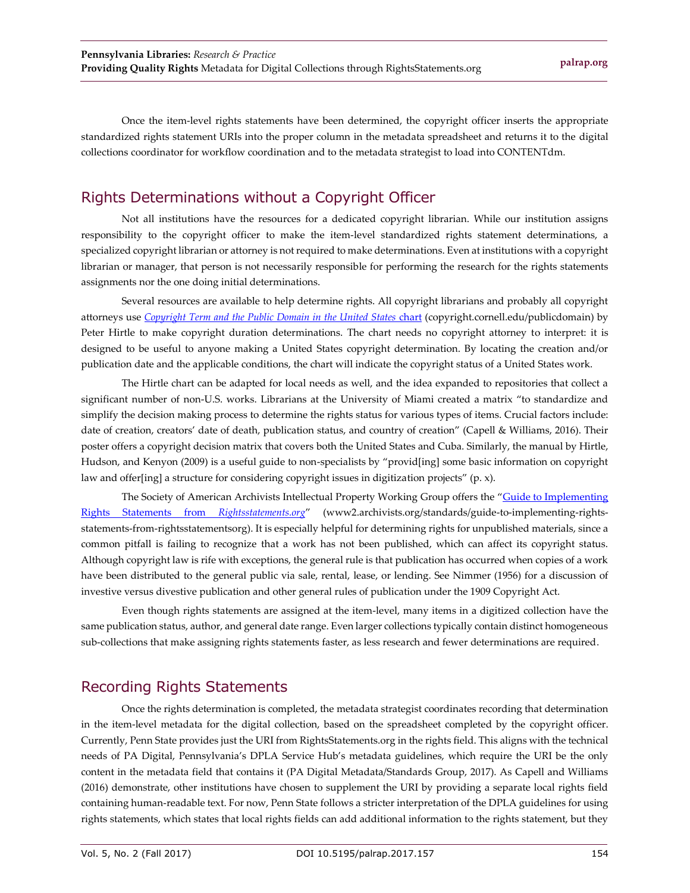Once the item-level rights statements have been determined, the copyright officer inserts the appropriate standardized rights statement URIs into the proper column in the metadata spreadsheet and returns it to the digital collections coordinator for workflow coordination and to the metadata strategist to load into CONTENTdm.

## Rights Determinations without a Copyright Officer

Not all institutions have the resources for a dedicated copyright librarian. While our institution assigns responsibility to the copyright officer to make the item-level standardized rights statement determinations, a specialized copyright librarian or attorney is not required to make determinations. Even at institutions with a copyright librarian or manager, that person is not necessarily responsible for performing the research for the rights statements assignments nor the one doing initial determinations.

Several resources are available to help determine rights. All copyright librarians and probably all copyright attorneys use [*Copyright Term and the Public Domain in the United States* chart](copyright.cornell.edu/publicdomain) (copyright.cornell.edu/publicdomain) by Peter Hirtle to make copyright duration determinations. The chart needs no copyright attorney to interpret: it is designed to be useful to anyone making a United States copyright determination. By locating the creation and/or publication date and the applicable conditions, the chart will indicate the copyright status of a United States work.

The Hirtle chart can be adapted for local needs as well, and the idea expanded to repositories that collect a significant number of non-U.S. works. Librarians at the University of Miami created a matrix "to standardize and simplify the decision making process to determine the rights status for various types of items. Crucial factors include: date of creation, creators' date of death, publication status, and country of creation" (Capell & Williams, 2016). Their poster offers a copyright decision matrix that covers both the United States and Cuba. Similarly, the manual by Hirtle, Hudson, and Kenyon (2009) is a useful guide to non-specialists by "provid[ing] some basic information on copyright law and offer[ing] a structure for considering copyright issues in digitization projects" (p. x).

The Society of American Archivists Intellectual Property Working Group offers the "[Guide to Implementing Rights Statements from *Rightsstatements.org*](www2.archivists.org/standards/guide-to-implementing-rights-statements-from-rightsstatementsorg)" (www2.archivists.org/standards/guide-to-implementing-rights-statements-from-rightsstatementsorg). It is especially helpful for determining rights for unpublished materials, since a common pitfall is failing to recognize that a work has not been published, which can affect its copyright status. Although copyright law is rife with exceptions, the general rule is that publication has occurred when copies of a work have been distributed to the general public via sale, rental, lease, or lending. See Nimmer (1956) for a discussion of investive versus divestive publication and other general rules of publication under the 1909 Copyright Act.

Even though rights statements are assigned at the item-level, many items in a digitized collection have the same publication status, author, and general date range. Even larger collections typically contain distinct homogeneous sub-collections that make assigning rights statements faster, as less research and fewer determinations are required.

## Recording Rights Statements

Once the rights determination is completed, the metadata strategist coordinates recording that determination in the item-level metadata for the digital collection, based on the spreadsheet completed by the copyright officer. Currently, Penn State provides just the URI from RightsStatements.org in the rights field. This aligns with the technical needs of PA Digital, Pennsylvania's DPLA Service Hub's metadata guidelines, which require the URI be the only content in the metadata field that contains it (PA Digital Metadata/Standards Group, 2017). As Capell and Williams (2016) demonstrate, other institutions have chosen to supplement the URI by providing a separate local rights field containing human-readable text. For now, Penn State follows a stricter interpretation of the DPLA guidelines for using rights statements, which states that local rights fields can add additional information to the rights statement, but they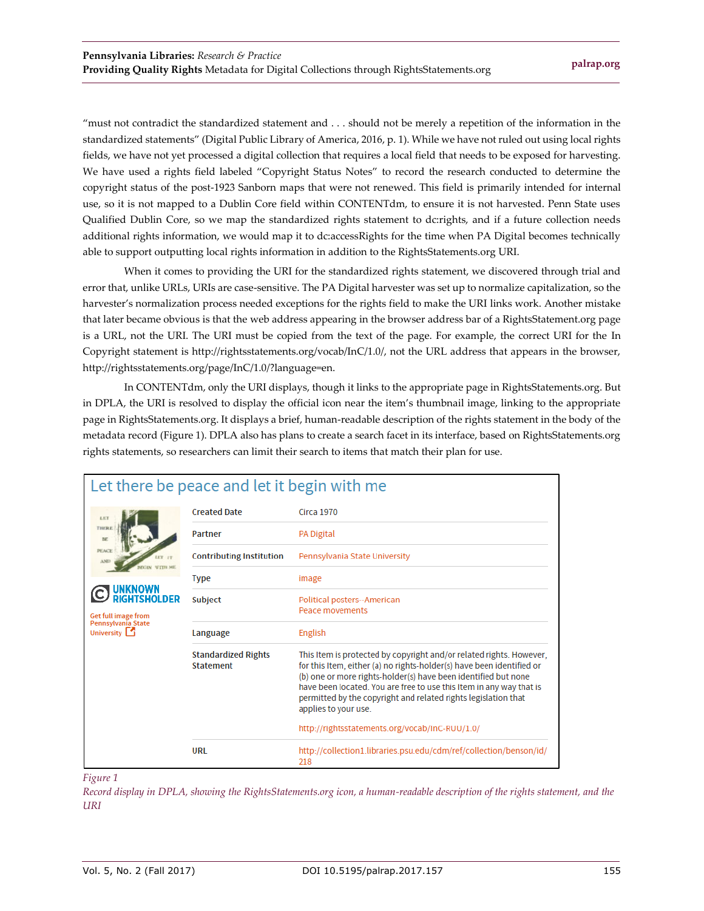"must not contradict the standardized statement and . . . should not be merely a repetition of the information in the standardized statements" (Digital Public Library of America, 2016, p. 1). While we have not ruled out using local rights fields, we have not yet processed a digital collection that requires a local field that needs to be exposed for harvesting. We have used a rights field labeled "Copyright Status Notes" to record the research conducted to determine the copyright status of the post-1923 Sanborn maps that were not renewed. This field is primarily intended for internal use, so it is not mapped to a Dublin Core field within CONTENTdm, to ensure it is not harvested. Penn State uses Qualified Dublin Core, so we map the standardized rights statement to dc:rights, and if a future collection needs additional rights information, we would map it to dc:accessRights for the time when PA Digital becomes technically able to support outputting local rights information in addition to the RightsStatements.org URI.

When it comes to providing the URI for the standardized rights statement, we discovered through trial and error that, unlike URLs, URIs are case-sensitive. The PA Digital harvester was set up to normalize capitalization, so the harvester's normalization process needed exceptions for the rights field to make the URI links work. Another mistake that later became obvious is that the web address appearing in the browser address bar of a RightsStatement.org page is a URL, not the URI. The URI must be copied from the text of the page. For example, the correct URI for the In Copyright statement is http://rightsstatements.org/vocab/InC/1.0/, not the URL address that appears in the browser, http://rightsstatements.org/page/InC/1.0/?language=en.

In CONTENTdm, only the URI displays, though it links to the appropriate page in RightsStatements.org. But in DPLA, the URI is resolved to display the official icon near the item's thumbnail image, linking to the appropriate page in RightsStatements.org. It displays a brief, human-readable description of the rights statement in the body of the metadata record (Figure 1). DPLA also has plans to create a search facet in its interface, based on RightsStatements.org rights statements, so researchers can limit their search to items that match their plan for use.

**Let there be peace and let it begin with me**

UNKNOWN RIGHTSHOLDER

Get full image from Pennsylvania State University

| | |
|---|---|
| Created Date | Circa 1970 |
| Partner | PA Digital |
| Contributing Institution | Pennsylvania State University |
| Type | image |
| Subject | Political posters--American<br>Peace movements |
| Language | English |
| Standardized Rights Statement | This Item is protected by copyright and/or related rights. However, for this Item, either (a) no rights-holder(s) have been identified or (b) one or more rights-holder(s) have been identified but none have been located. You are free to use this Item in any way that is permitted by the copyright and related rights legislation that applies to your use.<br><br>http://rightsstatements.org/vocab/InC-RUU/1.0/ |
| URL | http://collection1.libraries.psu.edu/cdm/ref/collection/benson/id/218 |

*Figure 1*
*Record display in DPLA, showing the RightsStatements.org icon, a human-readable description of the rights statement, and the URI*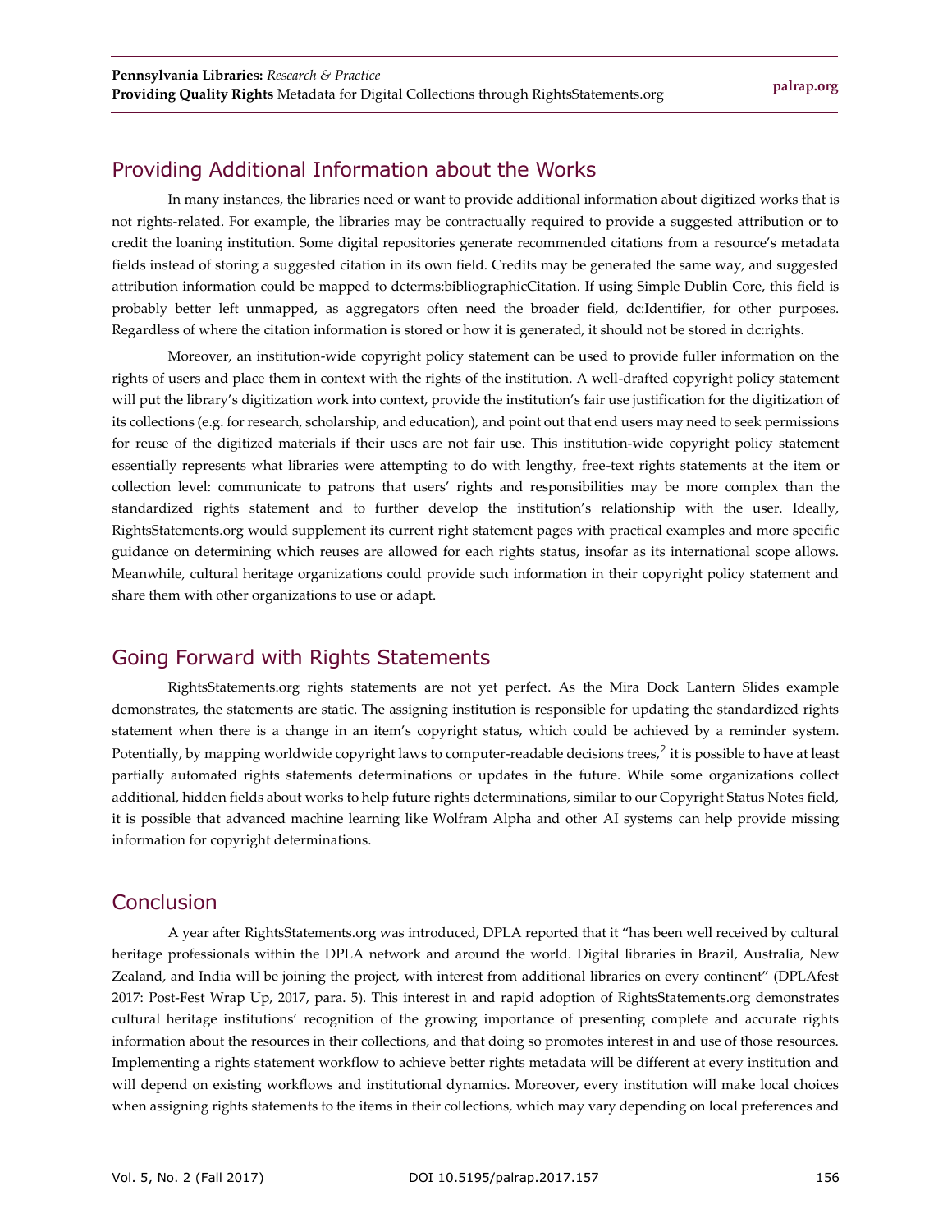## Providing Additional Information about the Works

In many instances, the libraries need or want to provide additional information about digitized works that is not rights-related. For example, the libraries may be contractually required to provide a suggested attribution or to credit the loaning institution. Some digital repositories generate recommended citations from a resource's metadata fields instead of storing a suggested citation in its own field. Credits may be generated the same way, and suggested attribution information could be mapped to dcterms:bibliographicCitation. If using Simple Dublin Core, this field is probably better left unmapped, as aggregators often need the broader field, dc:Identifier, for other purposes. Regardless of where the citation information is stored or how it is generated, it should not be stored in dc:rights.

Moreover, an institution-wide copyright policy statement can be used to provide fuller information on the rights of users and place them in context with the rights of the institution. A well-drafted copyright policy statement will put the library's digitization work into context, provide the institution's fair use justification for the digitization of its collections (e.g. for research, scholarship, and education), and point out that end users may need to seek permissions for reuse of the digitized materials if their uses are not fair use. This institution-wide copyright policy statement essentially represents what libraries were attempting to do with lengthy, free-text rights statements at the item or collection level: communicate to patrons that users' rights and responsibilities may be more complex than the standardized rights statement and to further develop the institution's relationship with the user. Ideally, RightsStatements.org would supplement its current right statement pages with practical examples and more specific guidance on determining which reuses are allowed for each rights status, insofar as its international scope allows. Meanwhile, cultural heritage organizations could provide such information in their copyright policy statement and share them with other organizations to use or adapt.

## Going Forward with Rights Statements

RightsStatements.org rights statements are not yet perfect. As the Mira Dock Lantern Slides example demonstrates, the statements are static. The assigning institution is responsible for updating the standardized rights statement when there is a change in an item's copyright status, which could be achieved by a reminder system. Potentially, by mapping worldwide copyright laws to computer-readable decisions trees,[2] it is possible to have at least partially automated rights statements determinations or updates in the future. While some organizations collect additional, hidden fields about works to help future rights determinations, similar to our Copyright Status Notes field, it is possible that advanced machine learning like Wolfram Alpha and other AI systems can help provide missing information for copyright determinations.

## Conclusion

A year after RightsStatements.org was introduced, DPLA reported that it "has been well received by cultural heritage professionals within the DPLA network and around the world. Digital libraries in Brazil, Australia, New Zealand, and India will be joining the project, with interest from additional libraries on every continent" (DPLAfest 2017: Post-Fest Wrap Up, 2017, para. 5). This interest in and rapid adoption of RightsStatements.org demonstrates cultural heritage institutions' recognition of the growing importance of presenting complete and accurate rights information about the resources in their collections, and that doing so promotes interest in and use of those resources. Implementing a rights statement workflow to achieve better rights metadata will be different at every institution and will depend on existing workflows and institutional dynamics. Moreover, every institution will make local choices when assigning rights statements to the items in their collections, which may vary depending on local preferences and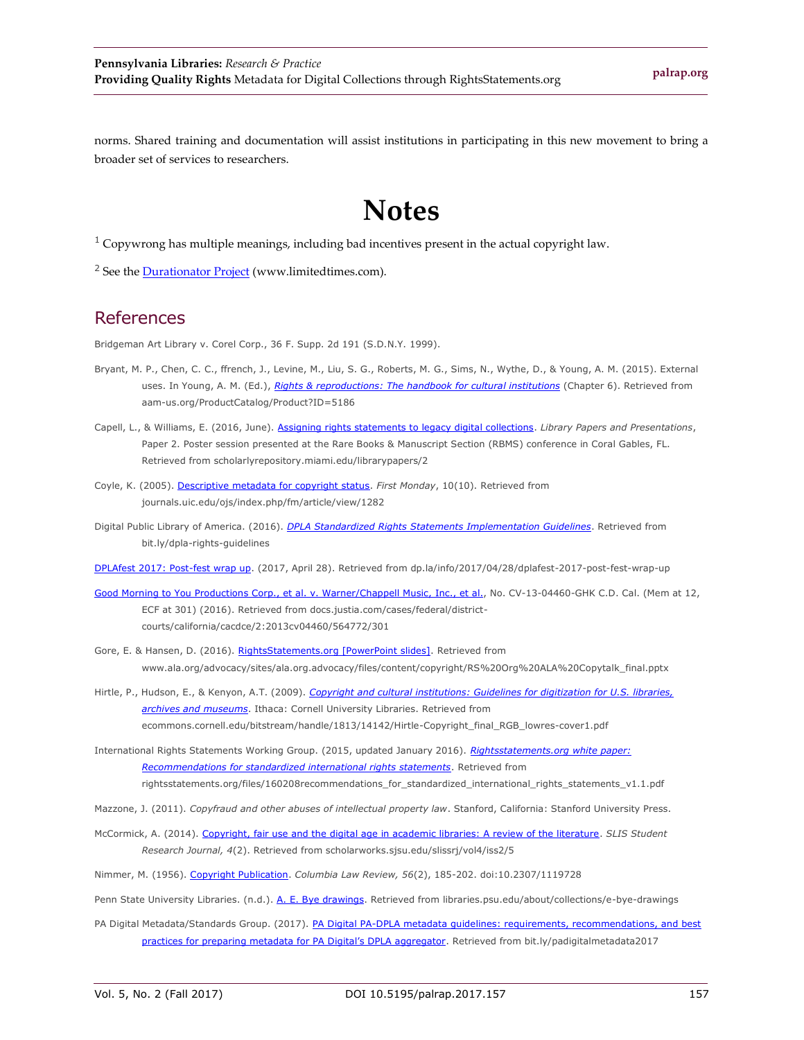norms. Shared training and documentation will assist institutions in participating in this new movement to bring a broader set of services to researchers.

# Notes

[1] Copywrong has multiple meanings, including bad incentives present in the actual copyright law.

[2] See the Durationator Project (www.limitedtimes.com).

## References

Bridgeman Art Library v. Corel Corp., 36 F. Supp. 2d 191 (S.D.N.Y. 1999).

Bryant, M. P., Chen, C. C., ffrench, J., Levine, M., Liu, S. G., Roberts, M. G., Sims, N., Wythe, D., & Young, A. M. (2015). External uses. In Young, A. M. (Ed.), *Rights & reproductions: The handbook for cultural institutions* (Chapter 6). Retrieved from aam-us.org/ProductCatalog/Product?ID=5186

Capell, L., & Williams, E. (2016, June). Assigning rights statements to legacy digital collections. *Library Papers and Presentations*, Paper 2. Poster session presented at the Rare Books & Manuscript Section (RBMS) conference in Coral Gables, FL. Retrieved from scholarlyrepository.miami.edu/librarypapers/2

Coyle, K. (2005). Descriptive metadata for copyright status. *First Monday*, 10(10). Retrieved from journals.uic.edu/ojs/index.php/fm/article/view/1282

Digital Public Library of America. (2016). *DPLA Standardized Rights Statements Implementation Guidelines*. Retrieved from bit.ly/dpla-rights-guidelines

DPLAfest 2017: Post-fest wrap up. (2017, April 28). Retrieved from dp.la/info/2017/04/28/dplafest-2017-post-fest-wrap-up

Good Morning to You Productions Corp., et al. v. Warner/Chappell Music, Inc., et al., No. CV-13-04460-GHK C.D. Cal. (Mem at 12, ECF at 301) (2016). Retrieved from docs.justia.com/cases/federal/district-courts/california/cacdce/2:2013cv04460/564772/301

Gore, E. & Hansen, D. (2016). RightsStatements.org [PowerPoint slides]. Retrieved from www.ala.org/advocacy/sites/ala.org.advocacy/files/content/copyright/RS%20Org%20ALA%20Copytalk_final.pptx

Hirtle, P., Hudson, E., & Kenyon, A.T. (2009). *Copyright and cultural institutions: Guidelines for digitization for U.S. libraries, archives and museums*. Ithaca: Cornell University Libraries. Retrieved from ecommons.cornell.edu/bitstream/handle/1813/14142/Hirtle-Copyright_final_RGB_lowres-cover1.pdf

International Rights Statements Working Group. (2015, updated January 2016). *Rightsstatements.org white paper: Recommendations for standardized international rights statements*. Retrieved from rightsstatements.org/files/160208recommendations_for_standardized_international_rights_statements_v1.1.pdf

Mazzone, J. (2011). *Copyfraud and other abuses of intellectual property law*. Stanford, California: Stanford University Press.

McCormick, A. (2014). Copyright, fair use and the digital age in academic libraries: A review of the literature. *SLIS Student Research Journal, 4*(2). Retrieved from scholarworks.sjsu.edu/slissrj/vol4/iss2/5

Nimmer, M. (1956). Copyright Publication. *Columbia Law Review, 56*(2), 185-202. doi:10.2307/1119728

Penn State University Libraries. (n.d.). A. E. Bye drawings. Retrieved from libraries.psu.edu/about/collections/e-bye-drawings

PA Digital Metadata/Standards Group. (2017). PA Digital PA-DPLA metadata guidelines: requirements, recommendations, and best practices for preparing metadata for PA Digital's DPLA aggregator. Retrieved from bit.ly/padigitalmetadata2017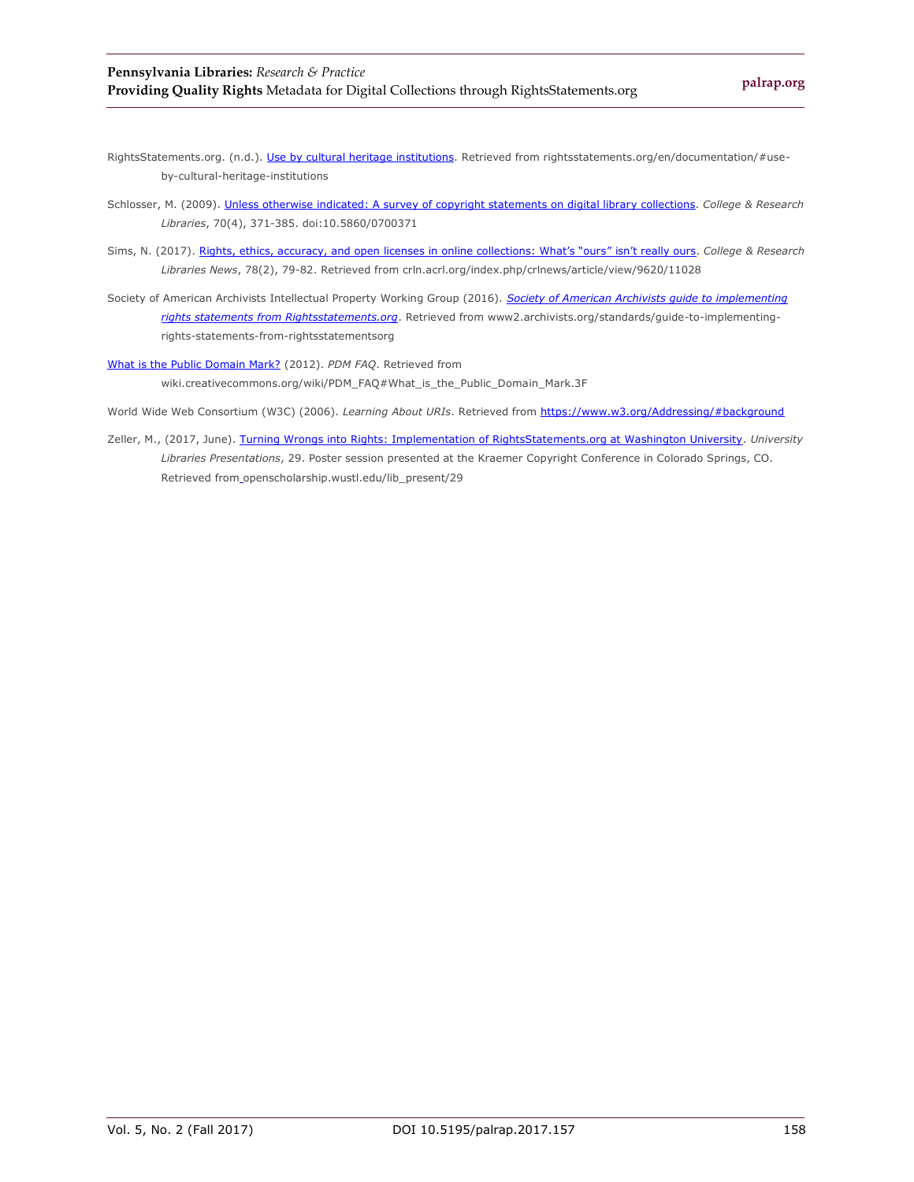RightsStatements.org. (n.d.). [Use by cultural heritage institutions](rightsstatements.org/en/documentation/#use-by-cultural-heritage-institutions). Retrieved from rightsstatements.org/en/documentation/#use-by-cultural-heritage-institutions

Schlosser, M. (2009). [Unless otherwise indicated: A survey of copyright statements on digital library collections](https://doi.org/10.5860/0700371). *College & Research Libraries*, 70(4), 371-385. doi:10.5860/0700371

Sims, N. (2017). [Rights, ethics, accuracy, and open licenses in online collections: What's "ours" isn't really ours](crln.acrl.org/index.php/crlnews/article/view/9620/11028). *College & Research Libraries News*, 78(2), 79-82. Retrieved from crln.acrl.org/index.php/crlnews/article/view/9620/11028

Society of American Archivists Intellectual Property Working Group (2016). [*Society of American Archivists guide to implementing rights statements from Rightsstatements.org*](www2.archivists.org/standards/guide-to-implementing-rights-statements-from-rightsstatementsorg). Retrieved from www2.archivists.org/standards/guide-to-implementing-rights-statements-from-rightsstatementsorg

[What is the Public Domain Mark?](wiki.creativecommons.org/wiki/PDM_FAQ#What_is_the_Public_Domain_Mark.3F) (2012). *PDM FAQ*. Retrieved from wiki.creativecommons.org/wiki/PDM_FAQ#What_is_the_Public_Domain_Mark.3F

World Wide Web Consortium (W3C) (2006). *Learning About URIs*. Retrieved from [https://www.w3.org/Addressing/#background](https://www.w3.org/Addressing/#background)

Zeller, M., (2017, June). [Turning Wrongs into Rights: Implementation of RightsStatements.org at Washington University](openscholarship.wustl.edu/lib_present/29). *University Libraries Presentations*, 29. Poster session presented at the Kraemer Copyright Conference in Colorado Springs, CO. Retrieved from openscholarship.wustl.edu/lib_present/29